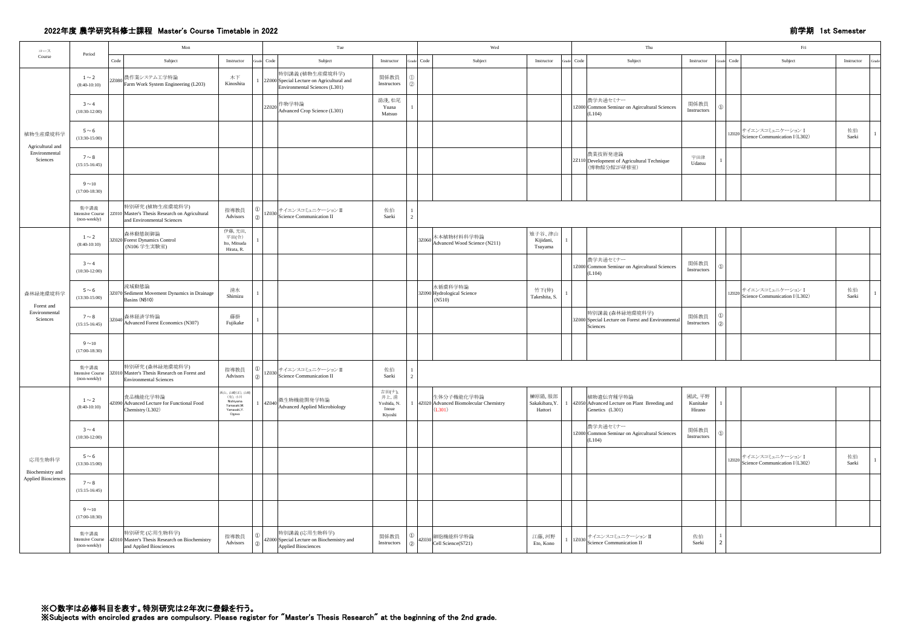## 2022年度 農学研究科修士課程 Master's Course Timetable in 2022

**前学期 1st Semester**

| コース Course | Period | Mon Code | Mon Subject | Mon Instructor | Mon Grade | Tue Code | Tue Subject | Tue Instructor | Tue Grade | Wed Code | Wed Subject | Wed Instructor | Wed Grade | Thu Code | Thu Subject | Thu Instructor | Thu Grade | Fri Code | Fri Subject | Fri Instructor | Fri Grade |
|---|---|---|---|---|---|---|---|---|---|---|---|---|---|---|---|---|---|---|---|---|---|
| 植物生産環境科学 Agricultural and Environmental Sciences | 1～2 (8:40-10:10) | 2Z080 | 農作業システム工学特論 Farm Work System Engineering (L203) | 木下 Kinoshita | 1 | 2Z000 | 特別講義 (植物生産環境科学) Special Lecture on Agricultural and Environmental Sciences (L301) | 関係教員 Instructors | ① ② | | | | | | | | | | | | |
| | 3～4 (10:30-12:00) | | | | | 2Z020 | 作物学特論 Advanced Crop Science (L301) | 湯淺, 松尾 Yuasa Matsuo | 1 | | | | | 1Z000 | 農学共通セミナー Common Seminar on Agircultural Sciences (L104) | 関係教員 Instructors | ① | | | | |
| | 5～6 (13:30-15:00) | | | | | | | | | | | | | | | | | 1Z020 | サイエンスコミュニケーション I Science Communication I (L302) | 佐伯 Saeki | 1 |
| | 7～8 (15:15-16:45) | | | | | | | | | | | | | 2Z110 | 農業技術発達論 Development of Agricultural Technique (博物館分館2F研修室) | 宇田津 Udatsu | 1 | | | | |
| | 9～10 (17:00-18:30) | | | | | | | | | | | | | | | | | | | | |
| | 集中講義 Intensive Course (non-weekly) | 2Z010 | 特別研究 (植物生産環境科学) Master's Thesis Research on Agricultural and Environmental Sciences | 指導教員 Advisors | ① ② | 1Z030 | サイエンスコミュニケーション II Science Communication II | 佐伯 Saeki | 1 2 | | | | | | | | | | | | |
| 森林緑地環境科学 Forest and Environmental Sciences | 1～2 (8:40-10:10) | 3Z020 | 森林動態制御論 Forest Dynamics Control (N106 学生実験室) | 伊藤, 光田, 平田(令) Ito, Mitsuda Hirata, R. | 1 | | | | | 3Z060 | 木本植物材料科学特論 Advanced Wood Science (N211) | 雉子谷, 津山 Kijidani, Tsuyama | 1 | | | | | | | | |
| | 3～4 (10:30-12:00) | | | | | | | | | | | | | 1Z000 | 農学共通セミナー Common Seminar on Agircultural Sciences (L104) | 関係教員 Instructors | ① | | | | |
| | 5～6 (13:30-15:00) | 3Z070 | 流域動態論 Sediment Movement Dynamics in Drainage Basins (N510) | 清水 Shimizu | 1 | | | | | 3Z090 | 水循環科学特論 Hydrological Science (N510) | 竹下(伸) Takeshita, S. | 1 | | | | | 1Z020 | サイエンスコミュニケーション I Science Communication I (L302) | 佐伯 Saeki | 1 |
| | 7～8 (15:15-16:45) | 3Z040 | 森林経済学特論 Advanced Forest Economics (N307) | 藤掛 Fujikake | 1 | | | | | | | | | 3Z000 | 特別講義 (森林緑地環境科学) Special Lecture on Forest and Environmental Sciences | 関係教員 Instructors | ① ② | | | | |
| | 9～10 (17:00-18:30) | | | | | | | | | | | | | | | | | | | | |
| | 集中講義 Intensive Course (non-weekly) | 3Z010 | 特別研究 (森林緑地環境科学) Master's Thesis Research on Forest and Environmental Sciences | 指導教員 Advisors | ① ② | 1Z030 | サイエンスコミュニケーション II Science Communication II | 佐伯 Saeki | 1 2 | | | | | | | | | | | | |
| 応用生物科学 Biochemistry and Applied Biosciences | 1～2 (8:40-10:10) | 4Z090 | 食品機能化学特論 Advanced Lecture for Functional Food Chemistry (L302) | 西山, 山崎(正), 山崎(有), 小川 Nishiyama Yamazaki.M. Yamazaki.Y. Ogawa | 1 | 4Z040 | 微生物機能開発学特論 Advanced Applied Microbiology | 吉田(ナ), 井上, 清 Yoshida, N. Inoue Kiyoshi | 1 | 4Z020 | 生体分子機能化学特論 Advanced Biomolecular Chemistry (L301) | 榊原陽, 服部 Sakakibara,Y. Hattori | 1 | 4Z050 | 植物遺伝育種学特論 Advanced Lecture on Plant Breeding and Genetics (L301) | 國武, 平野 Kunitake Hirano | 1 | | | | |
| | 3～4 (10:30-12:00) | | | | | | | | | | | | | 1Z000 | 農学共通セミナー Common Seminar on Agircultural Sciences (L104) | 関係教員 Instructors | ① | | | | |
| | 5～6 (13:30-15:00) | | | | | | | | | | | | | | | | | 1Z020 | サイエンスコミュニケーション I Science Communication I (L302) | 佐伯 Saeki | 1 |
| | 7～8 (15:15-16:45) | | | | | | | | | | | | | | | | | | | | |
| | 9～10 (17:00-18:30) | | | | | | | | | | | | | | | | | | | | |
| | 集中講義 Intensive Course (non-weekly) | 4Z010 | 特別研究 (応用生物科学) Master's Thesis Research on Biochemistry and Applied Biosciences | 指導教員 Advisors | ① ② | 4Z000 | 特別講義 (応用生物科学) Special Lecture on Biochemistry and Applied Biosciences | 関係教員 Instructors | ① ② | 4Z030 | 細胞機能科学特論 Cell Science(S721) | 江藤, 河野 Eto, Kono | 1 | 1Z030 | サイエンスコミュニケーション II Science Communication II | 佐伯 Saeki | 1 2 | | | | |

**※○数字は必修科目を表す。特別研究は2年次に登録を行う。**
**※Subjects with encircled grades are compulsory. Please register for "Master's Thesis Research" at the beginning of the 2nd grade.**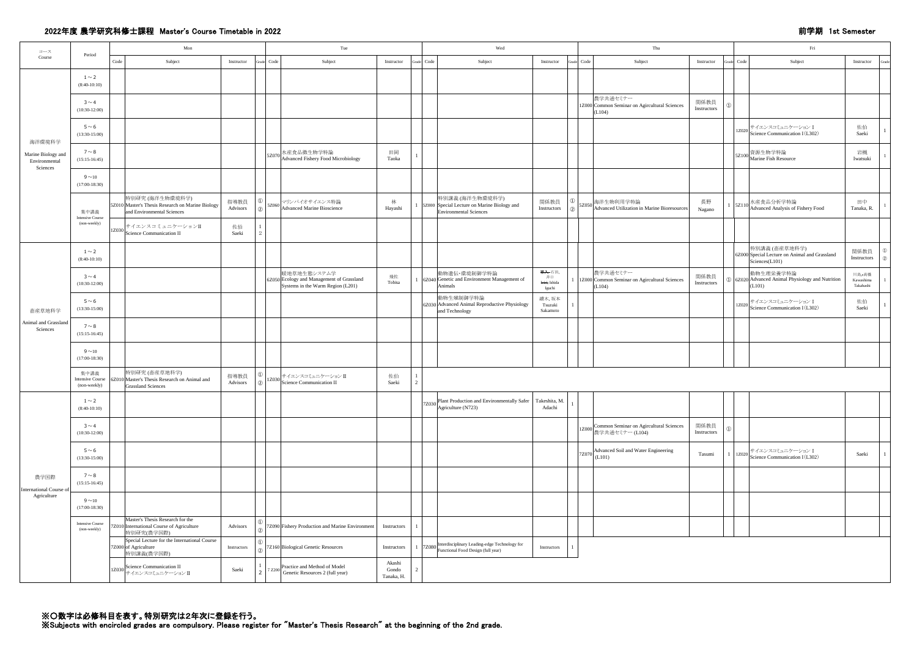## 2022年度 農学研究科修士課程 Master's Course Timetable in 2022

## 前学期 1st Semester

| コース Course | Period | Mon Code | Mon Subject | Mon Instructor | Mon Grade | Tue Code | Tue Subject | Tue Instructor | Tue Grade | Wed Code | Wed Subject | Wed Instructor | Wed Grade | Thu Code | Thu Subject | Thu Instructor | Thu Grade | Fri Code | Fri Subject | Fri Instructor | Fri Grade |
|---|---|---|---|---|---|---|---|---|---|---|---|---|---|---|---|---|---|---|---|---|---|
| 海洋環境科学 Marine Biology and Environmental Sciences | 1～2 (8:40-10:10) | | | | | | | | | | | | | | | | | | | | |
| | 3～4 (10:30-12:00) | | | | | | | | | | | | | 1Z000 | 農学共通セミナー Common Seminar on Agricultural Sciences (L104) | 関係教員 Instructors | ① | | | | |
| | 5～6 (13:30-15:00) | | | | | | | | | | | | | | | | | 1Z020 | サイエンスコミュニケーションⅠ Science Communication I (L302) | 佐伯 Saeki | 1 |
| | 7～8 (15:15-16:45) | | | | | 5Z070 | 水産食品微生物学特論 Advanced Fishery Food Microbiology | 田岡 Taoka | 1 | | | | | | | | | 5Z100 | 資源生物学特論 Marine Fish Resource | 岩槻 Iwatsuki | 1 |
| | 9～10 (17:00-18:30) | | | | | | | | | | | | | | | | | | | | |
| | 集中講義 Intensive Course (non-weekly) | 5Z010 | 特別研究 (海洋生物環境科学) Master's Thesis Research on Marine Biology and Environmental Sciences | 指導教員 Advisors | ① ② | 5Z060 | マリンバイオサイエンス特論 Advanced Marine Bioscience | 林 Hayashi | 1 | 5Z000 | 特別講義 (海洋生物環境科学) Special Lecture on Marine Biology and Environmental Sciences | 関係教員 Instructors | ① ② | 5Z050 | 海洋生物利用学特論 Advanced Utilization in Marine Bioresources | 長野 Nagano | 1 | 5Z110 | 水産食品分析学特論 Advanced Analysis of Fishery Food | 田中 Tanaka, R. | 1 |
| | | 1Z030 | サイエンスコミュニケーションⅡ Science Communication II | 佐伯 Saeki | 1 2 | | | | | | | | | | | | | | | | |
| 畜産草地科学 Animal and Grassland Sciences | 1～2 (8:40-10:10) | | | | | | | | | | | | | | | | | 6Z000 | 特別講義 (畜産草地科学) Special Lecture on Animal and Grassland Sciences (L101) | 関係教員 Instructors | ① ② |
| | 3～4 (10:30-12:00) | | | | | 6Z050 | 暖地草地生態システム学 Ecology and Management of Grassland Systems in the Warm Region (L201) | 飛佐 Tobisa | 1 | 6Z040 | 動物遺伝・環境制御学特論 Genetic and Environment Management of Animals | ~~冨人~~ 石田, 井口 ~~Iwao~~ Ishida Iguchi | 1 | 1Z000 | 農学共通セミナー Common Seminar on Agricultural Sciences (L104) | 関係教員 Instructors | ① | 6Z020 | 動物生理栄養学特論 Advanced Animal Physiology and Nutrition (L101) | 川島・高橋 Kawashima Takahashi | 1 |
| | 5～6 (13:30-15:00) | | | | | | | | | 6Z030 | 動物生殖制御学特論 Advanced Animal Reproductive Physiology and Technology | 續木, 坂本 Tsuzuki Sakamoto | 1 | | | | | 1Z020 | サイエンスコミュニケーションⅠ Science Communication I (L302) | 佐伯 Saeki | 1 |
| | 7～8 (15:15-16:45) | | | | | | | | | | | | | | | | | | | | |
| | 9～10 (17:00-18:30) | | | | | | | | | | | | | | | | | | | | |
| | 集中講義 Intensive Course (non-weekly) | 6Z010 | 特別研究 (畜産草地科学) Master's Thesis Research on Animal and Grassland Sciences | 指導教員 Advisors | ① ② | 1Z030 | サイエンスコミュニケーションⅡ Science Communication II | 佐伯 Saeki | 1 2 | | | | | | | | | | | | |
| 農学国際 International Course of Agriculture | 1～2 (8:40-10:10) | | | | | | | | | 7Z030 | Plant Production and Environmentally Safer Agriculture (N723) | Takeshita, M. Adachi | 1 | | | | | | | | |
| | 3～4 (10:30-12:00) | | | | | | | | | | | | | 1Z000 | Common Seminar on Agricultural Sciences 農学共通セミナー (L104) | 関係教員 Instructors | ① | | | | |
| | 5～6 (13:30-15:00) | | | | | | | | | | | | | 7Z070 | Advanced Soil and Water Engineering (L101) | Tasumi | 1 | 1Z020 | サイエンスコミュニケーションⅠ Science Communication I (L302) | Saeki | 1 |
| | 7～8 (15:15-16:45) | | | | | | | | | | | | | | | | | | | | |
| | 9～10 (17:00-18:30) | | | | | | | | | | | | | | | | | | | | |
| | Intensive Course (non-weekly) | 7Z010 | Master's Thesis Research for the International Course of Agriculture 特別研究(農学国際) | Advisors | ① ② | 7Z090 | Fishery Production and Marine Environment | Instructors | 1 | | | | | | | | | | | | |
| | | 7Z000 | Special Lecture for the International Course of Agriculture 特別講義(農学国際) | Instructors | ① ② | 7Z160 | Biological Genetic Resources | Instructors | 1 | 7Z080 | Interdisciplinary Leading-edge Technology for Functional Food Design (full year) | Instructors | 1 | | | | | | | | |
| | | 1Z030 | Science Communication II サイエンスコミュニケーションⅡ | Saeki | 1 2 | 7Z200 | Practice and Method of Model Genetic Resources 2 (full year) | Akashi Gondo Tanaka, H. | 2 | | | | | | | | | | | | |

※○数字は必修科目を表す。特別研究は2年次に登録を行う。
※Subjects with encircled grades are compulsory. Please register for "Master's Thesis Research" at the beginning of the 2nd grade.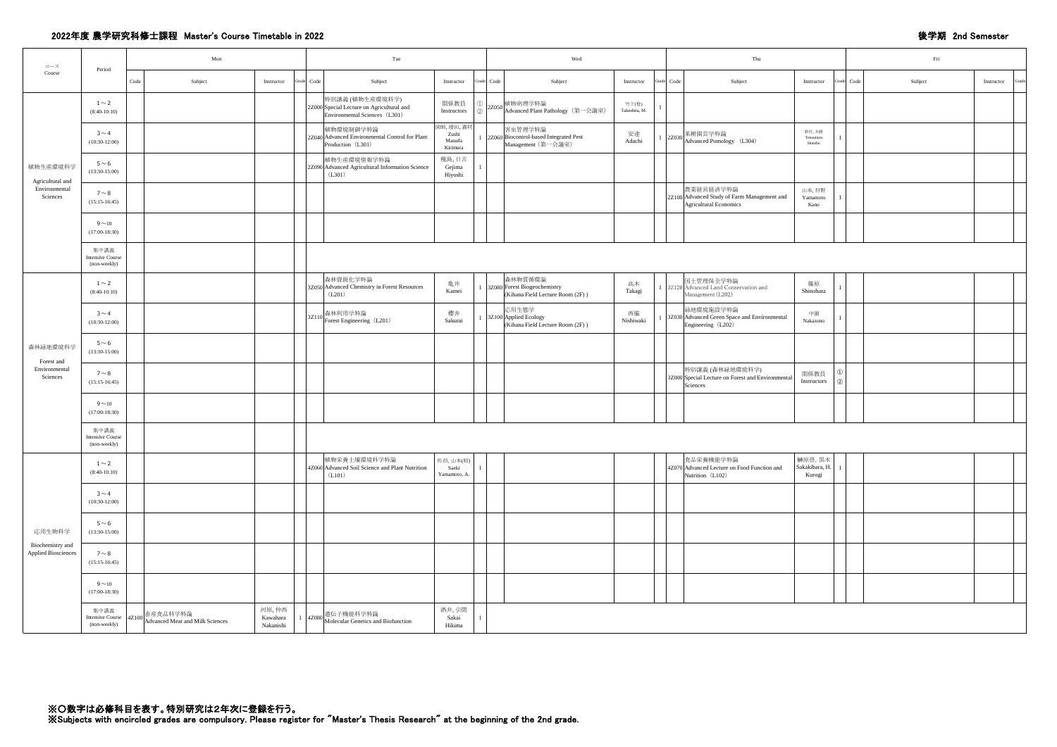## 2022年度 農学研究科修士課程 Master's Course Timetable in 2022

## 後学期 2nd Semester

| コース Course | Period | Mon Code | Mon Subject | Mon Instructor | Mon Grade | Tue Code | Tue Subject | Tue Instructor | Tue Grade | Wed Code | Wed Subject | Wed Instructor | Wed Grade | Thu Code | Thu Subject | Thu Instructor | Thu Grade | Fri Code | Fri Subject | Fri Instructor | Fri Grade |
|---|---|---|---|---|---|---|---|---|---|---|---|---|---|---|---|---|---|---|---|---|---|
| 植物生産環境科学 Agricultural and Environmental Sciences | 1～2 (8:40-10:10) | | | | | 2Z000 | 特別講義 (植物生産環境科学) Special Lecture on Agricultural and Environmental Sciences（L301） | 関係教員 Instructors | ①② | 2Z050 | 植物病理学特論 Advanced Plant Pathology（第一会議室） | 竹下(稔) Takeshita, M. | 1 | | | | | | | | |
| | 3～4 (10:30-12:00) | | | | | 2Z040 | 植物環境制御学特論 Advanced Environmental Control for Plant Production（L301） | 図師, 増田, 霧村 Zushi Masuda Kirimura | 1 | 2Z060 | 害虫管理学特論 Biocontrol-based Integrated Pest Management（第一会議室） | 安達 Adachi | 1 | 2Z030 | 果樹園芸学特論 Advanced Pomology（L304） | 鉄村, 本勝 Tetsumura Honsho | 1 | | | | |
| | 5～6 (13:30-15:00) | | | | | 2Z090 | 植物生産環境情報学特論 Advanced Agricultural Information Science（L301） | 槐島, 日吉 Gejima Hiyoshi | 1 | | | | | | | | | | | | |
| | 7～8 (15:15-16:45) | | | | | | | | | | | | | 2Z100 | 農業経営経済学特論 Advanced Study of Farm Management and Agricultural Economics | 山本, 狩野 Yamamoto Kano | 1 | | | | |
| | 9～10 (17:00-18:30) | | | | | | | | | | | | | | | | | | | | |
| | 集中講義 Intensive Course (non-weekly) | | | | | | | | | | | | | | | | | | | | |
| 森林緑地環境科学 Forest and Environmental Sciences | 1～2 (8:40-10:10) | | | | | 3Z050 | 森林資源化学特論 Advanced Chemistry in Forest Resources（L201） | 亀井 Kamei | 1 | 3Z080 | 森林物質循環論 Forest Biogeochemistry (Kibana Field Lecture Room (2F)) | 高木 Takagi | 1 | 3Z120 | 国土管理保全学特論 Advanced Land Conservation and Management (L202) | 篠原 Shinohara | 1 | | | | |
| | 3～4 (10:30-12:00) | | | | | 3Z110 | 森林利用学特論 Forest Engineering（L201） | 櫻井 Sakurai | 1 | 3Z100 | 応用生態学 Applied Ecology (Kibana Field Lecture Room (2F)) | 西脇 Nishiwaki | 1 | 3Z030 | 緑地環境施設学特論 Advanced Green Space and Environmental Engineering（L202） | 中園 Nakazono | 1 | | | | |
| | 5～6 (13:30-15:00) | | | | | | | | | | | | | | | | | | | | |
| | 7～8 (15:15-16:45) | | | | | | | | | | | | | 3Z000 | 特別講義 (森林緑地環境科学) Special Lecture on Forest and Environmental Sciences | 関係教員 Instructors | ①② | | | | |
| | 9～10 (17:00-18:30) | | | | | | | | | | | | | | | | | | | | |
| | 集中講義 Intensive Course (non-weekly) | | | | | | | | | | | | | | | | | | | | |
| 応用生物科学 Biochemistry and Applied Biosciences | 1～2 (8:40-10:10) | | | | | 4Z060 | 植物栄養土壌環境科学特論 Advanced Soil Science and Plant Nutrition（L101） | 佐伯, 山本(昭) Saeki Yamamoto, A. | 1 | | | | | 4Z070 | 食品栄養機能学特論 Advanced Lecture on Food Function and Nutrition（L102） | 榊原啓, 黒木 Sakakibara, H. Kurogi | 1 | | | | |
| | 3～4 (10:30-12:00) | | | | | | | | | | | | | | | | | | | | |
| | 5～6 (13:30-15:00) | | | | | | | | | | | | | | | | | | | | |
| | 7～8 (15:15-16:45) | | | | | | | | | | | | | | | | | | | | |
| | 9～10 (17:00-18:30) | | | | | | | | | | | | | | | | | | | | |
| | 集中講義 Intensive Course (non-weekly) | 4Z100 | 畜産食品科学特論 Advanced Meat and Milk Sciences | 河原, 仲西 Kawahara Nakanishi | 1 | 4Z080 | 遺伝子機能科学特論 Molecular Genetics and Biofunction | 酒井, 引間 Sakai Hikima | 1 | | | | | | | | | | | | |

**※〇数字は必修科目を表す。特別研究は2年次に登録を行う。**
**※Subjects with encircled grades are compulsory. Please register for "Master's Thesis Research" at the beginning of the 2nd grade.**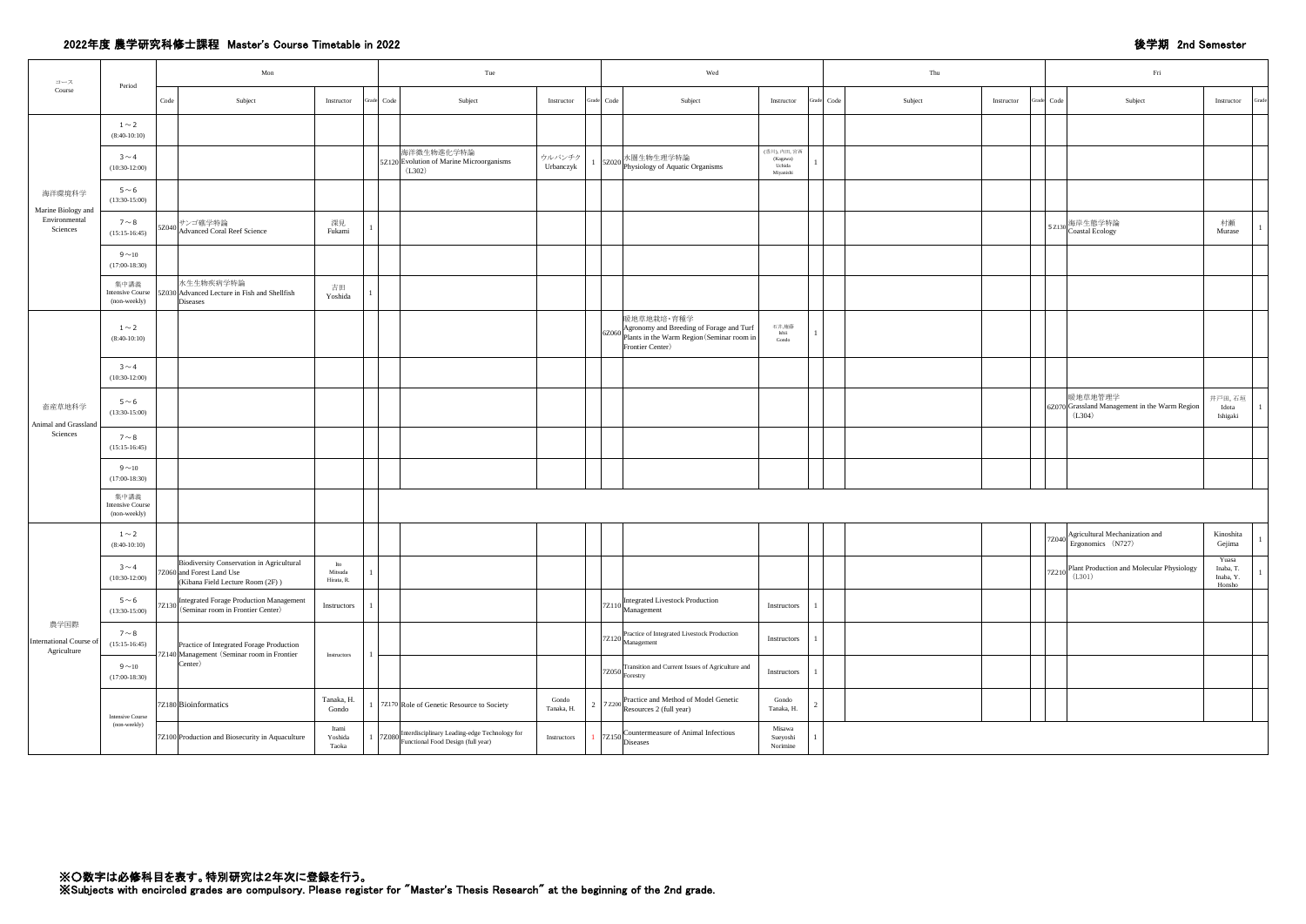## 2022年度 農学研究科修士課程 Master's Course Timetable in 2022

## 後学期 2nd Semester

| コース Course | Period | Mon Code | Mon Subject | Mon Instructor | Mon Grade | Tue Code | Tue Subject | Tue Instructor | Tue Grade | Wed Code | Wed Subject | Wed Instructor | Wed Grade | Thu Code | Thu Subject | Thu Instructor | Thu Grade | Fri Code | Fri Subject | Fri Instructor | Fri Grade |
|---|---|---|---|---|---|---|---|---|---|---|---|---|---|---|---|---|---|---|---|---|---|
| 海洋環境科学 Marine Biology and Environmental Sciences | 1～2 (8:40-10:10) | | | | | | | | | | | | | | | | | | | | |
| | 3～4 (10:30-12:00) | | | | | 5Z120 | 海洋微生物進化学特論 Evolution of Marine Microorganisms （L302） | ウルバンチク Urbanczyk | 1 | 5Z020 | 水圏生物生理学特論 Physiology of Aquatic Organisms | (香川), 内田, 宮西 (Kagawa) Uchida Miyanishi | 1 | | | | | | | | |
| | 5～6 (13:30-15:00) | | | | | | | | | | | | | | | | | | | | |
| | 7～8 (15:15-16:45) | 5Z040 | サンゴ礁学特論 Advanced Coral Reef Science | 深見 Fukami | 1 | | | | | | | | | | | | | 5Z130 | 海岸生態学特論 Coastal Ecology | 村瀬 Murase | 1 |
| | 9～10 (17:00-18:30) | | | | | | | | | | | | | | | | | | | | |
| | 集中講義 Intensive Course (non-weekly) | 5Z030 | 水生生物疾病学特論 Advanced Lecture in Fish and Shellfish Diseases | 吉田 Yoshida | 1 | | | | | | | | | | | | | | | | |
| 畜産草地科学 Animal and Grassland Sciences | 1～2 (8:40-10:10) | | | | | | | | | 6Z060 | 暖地草地栽培・育種学 Agronomy and Breeding of Forage and Turf Plants in the Warm Region（Seminar room in Frontier Center） | 石井,権藤 Ishii Gondo | 1 | | | | | | | | |
| | 3～4 (10:30-12:00) | | | | | | | | | | | | | | | | | | | | |
| | 5～6 (13:30-15:00) | | | | | | | | | | | | | | | | | 6Z070 | 暖地草地管理学 Grassland Management in the Warm Region （L304） | 井戸田, 石垣 Idota Ishigaki | 1 |
| | 7～8 (15:15-16:45) | | | | | | | | | | | | | | | | | | | | |
| | 9～10 (17:00-18:30) | | | | | | | | | | | | | | | | | | | | |
| | 集中講義 Intensive Course (non-weekly) | | | | | | | | | | | | | | | | | | | | |
| 農学国際 International Course of Agriculture | 1～2 (8:40-10:10) | | | | | | | | | | | | | | | | | 7Z040 | Agricultural Mechanization and Ergonomics （N727） | Kinoshita Gejima | 1 |
| | 3～4 (10:30-12:00) | 7Z060 | Biodiversity Conservation in Agricultural and Forest Land Use (Kibana Field Lecture Room (2F) ) | Ito Mitsuda Hirata, R. | 1 | | | | | | | | | | | | | 7Z210 | Plant Production and Molecular Physiology （L301） | Yuasa Inaba, T. Inaba, Y. Honsho | 1 |
| | 5～6 (13:30-15:00) | 7Z130 | Integrated Forage Production Management （Seminar room in Frontier Center） | Instructors | 1 | | | | | 7Z110 | Integrated Livestock Production Management | Instructors | 1 | | | | | | | | |
| | 7～8 (15:15-16:45) | 7Z140 | Practice of Integrated Forage Production Management（Seminar room in Frontier Center） | Instructors | 1 | | | | | 7Z120 | Practice of Integrated Livestock Production Management | Instructors | 1 | | | | | | | | |
| | 9～10 (17:00-18:30) | | | | | | | | | 7Z050 | Transition and Current Issues of Agriculture and Forestry | Instructors | 1 | | | | | | | | |
| | Intensive Course (non-weekly) | 7Z180 | Bioinformatics | Tanaka, H. Gondo | 1 | 7Z170 | Role of Genetic Resource to Society | Gondo Tanaka, H. | 2 | 7Z200 | Practice and Method of Model Genetic Resources 2 (full year) | Gondo Tanaka, H. | 2 | | | | | | | | |
| | | 7Z100 | Production and Biosecurity in Aquaculture | Itami Yoshida Taoka | 1 | 7Z080 | Interdisciplinary Leading-edge Technology for Functional Food Design (full year) | Instructors | 1 | 7Z150 | Countermeasure of Animal Infectious Diseases | Misawa Sueyoshi Norimine | 1 | | | | | | | | |

※〇数字は必修科目を表す。特別研究は2年次に登録を行う。
※Subjects with encircled grades are compulsory. Please register for "Master's Thesis Research" at the beginning of the 2nd grade.